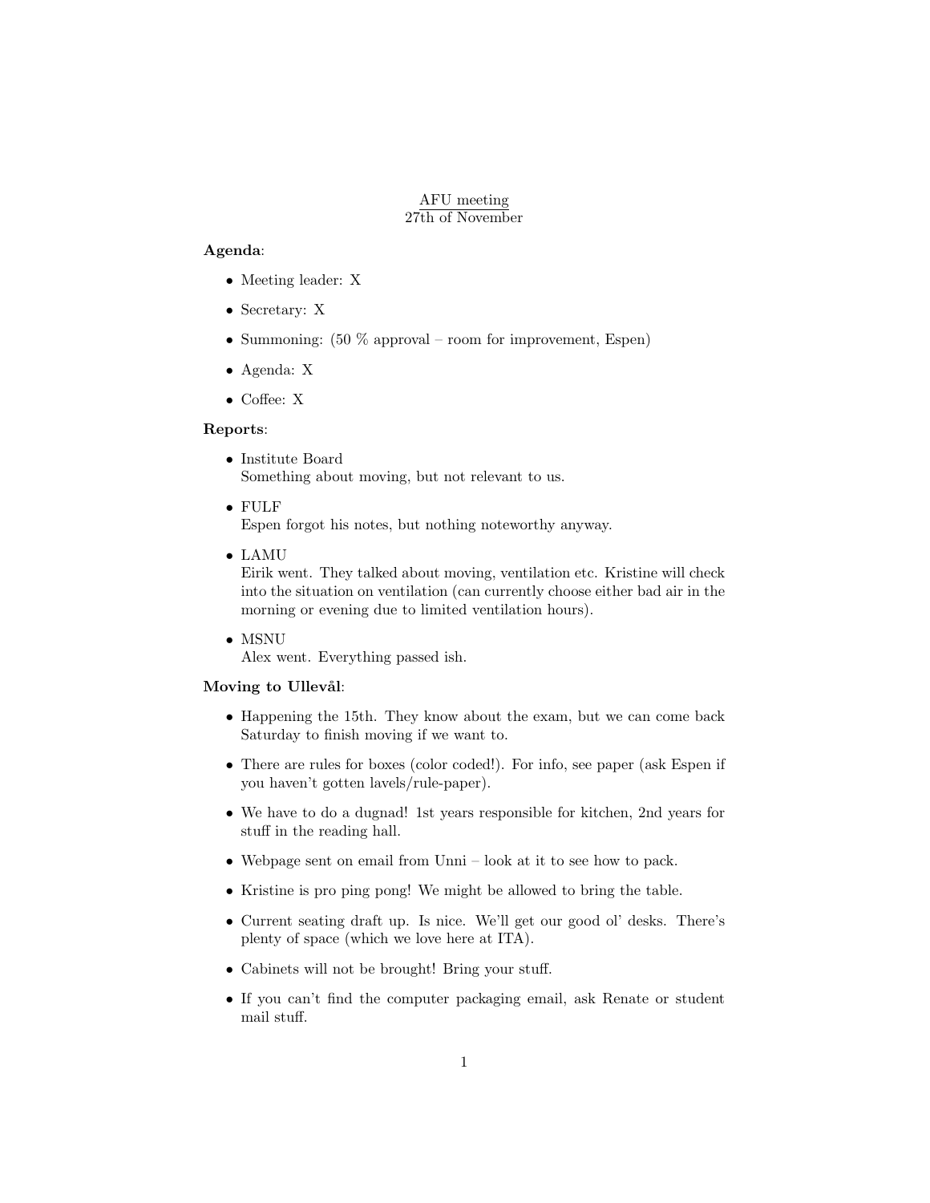# AFU meeting

27th of November

**Agenda**:

- Meeting leader: X
- Secretary: X
- Summoning: (50 % approval – room for improvement, Espen)
- Agenda: X
- Coffee: X

**Reports**:

- Institute Board
  Something about moving, but not relevant to us.
- FULF
  Espen forgot his notes, but nothing noteworthy anyway.
- LAMU
  Eirik went. They talked about moving, ventilation etc. Kristine will check into the situation on ventilation (can currently choose either bad air in the morning or evening due to limited ventilation hours).
- MSNU
  Alex went. Everything passed ish.

**Moving to Ullevål**:

- Happening the 15th. They know about the exam, but we can come back Saturday to finish moving if we want to.
- There are rules for boxes (color coded!). For info, see paper (ask Espen if you haven't gotten lavels/rule-paper).
- We have to do a dugnad! 1st years responsible for kitchen, 2nd years for stuff in the reading hall.
- Webpage sent on email from Unni – look at it to see how to pack.
- Kristine is pro ping pong! We might be allowed to bring the table.
- Current seating draft up. Is nice. We'll get our good ol' desks. There's plenty of space (which we love here at ITA).
- Cabinets will not be brought! Bring your stuff.
- If you can't find the computer packaging email, ask Renate or student mail stuff.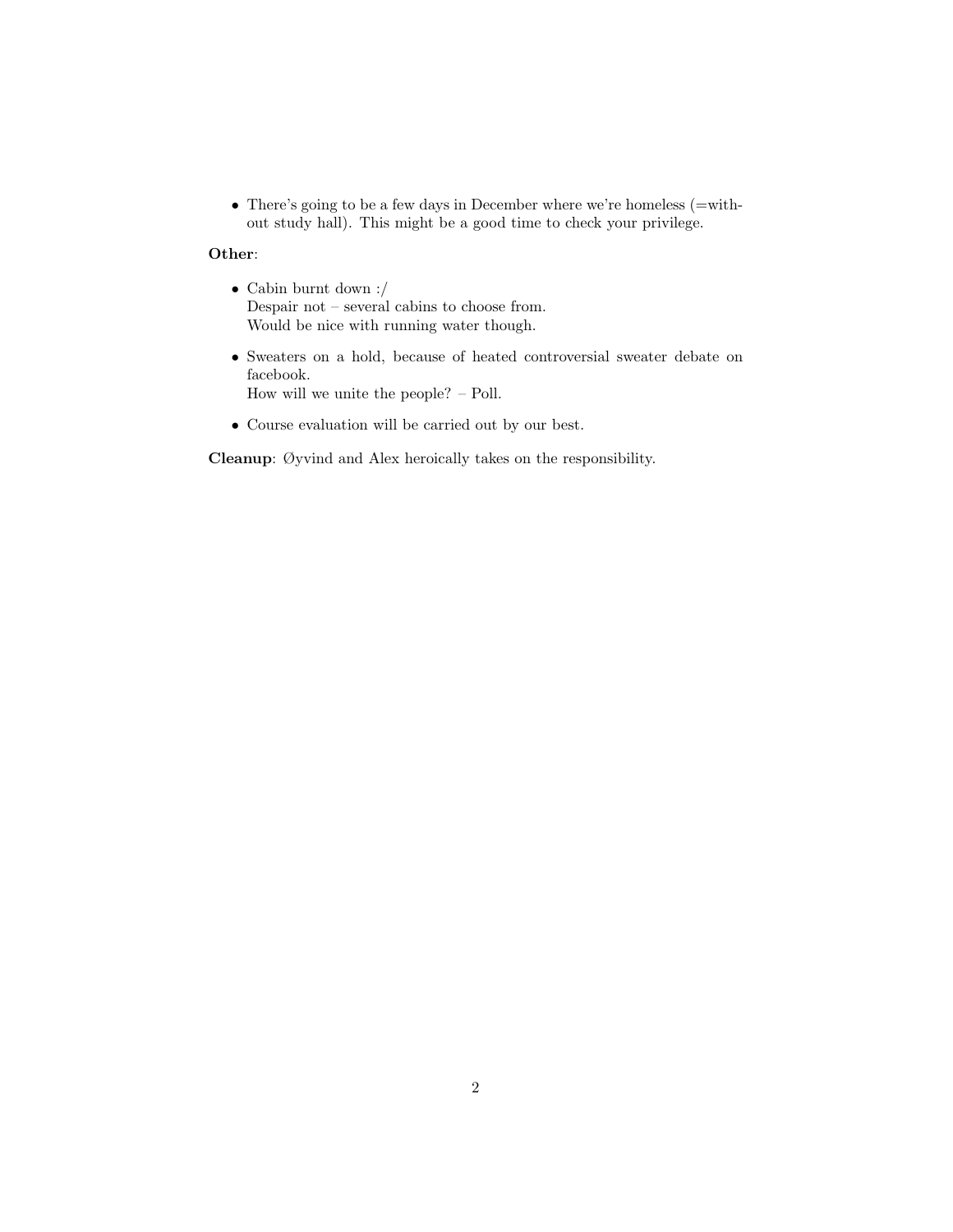- There's going to be a few days in December where we're homeless (=without study hall). This might be a good time to check your privilege.

**Other**:

- Cabin burnt down :/
  Despair not – several cabins to choose from.
  Would be nice with running water though.
- Sweaters on a hold, because of heated controversial sweater debate on facebook.
  How will we unite the people? – Poll.
- Course evaluation will be carried out by our best.

**Cleanup**: Øyvind and Alex heroically takes on the responsibility.